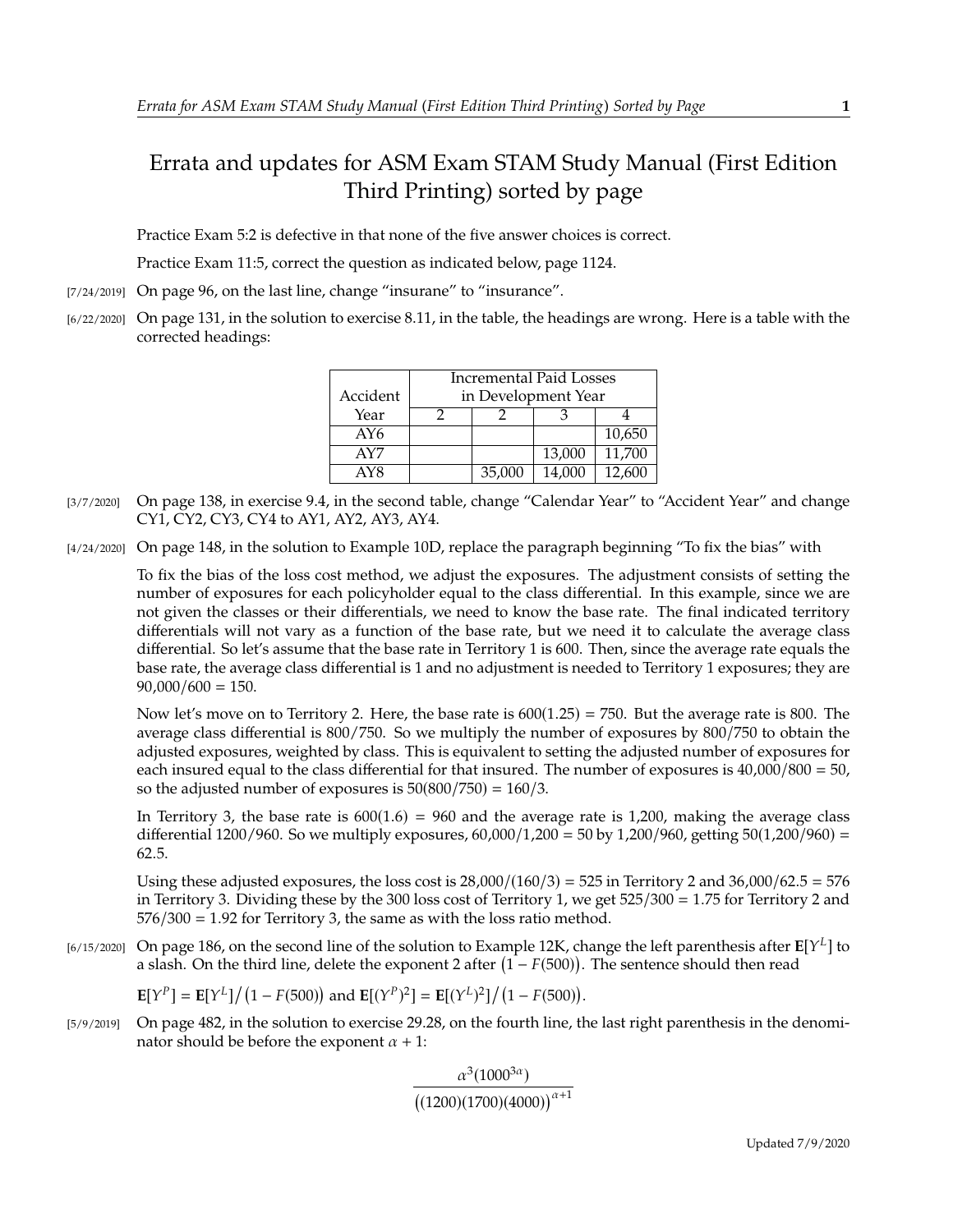# Errata and updates for ASM Exam STAM Study Manual (First Edition Third Printing) sorted by page

Practice Exam 5:2 is defective in that none of the five answer choices is correct.

Practice Exam 11:5, correct the question as indicated below, page 1124.

[7/24/2019] On page 96, on the last line, change "insurane" to "insurance".

[6/22/2020] On page 131, in the solution to exercise 8.11, in the table, the headings are wrong. Here is a table with the corrected headings:

| Accident | Incremental Paid Losses in Development Year | | | |
|---|---|---|---|---|
| Year | 2 | 2 | 3 | 4 |
| AY6 | | | | 10,650 |
| AY7 | | | 13,000 | 11,700 |
| AY8 | | 35,000 | 14,000 | 12,600 |

[3/7/2020] On page 138, in exercise 9.4, in the second table, change "Calendar Year" to "Accident Year" and change CY1, CY2, CY3, CY4 to AY1, AY2, AY3, AY4.

[4/24/2020] On page 148, in the solution to Example 10D, replace the paragraph beginning "To fix the bias" with

To fix the bias of the loss cost method, we adjust the exposures. The adjustment consists of setting the number of exposures for each policyholder equal to the class differential. In this example, since we are not given the classes or their differentials, we need to know the base rate. The final indicated territory differentials will not vary as a function of the base rate, but we need it to calculate the average class differential. So let's assume that the base rate in Territory 1 is 600. Then, since the average rate equals the base rate, the average class differential is 1 and no adjustment is needed to Territory 1 exposures; they are $90{,}000/600 = 150$.

Now let's move on to Territory 2. Here, the base rate is $600(1.25) = 750$. But the average rate is 800. The average class differential is $800/750$. So we multiply the number of exposures by $800/750$ to obtain the adjusted exposures, weighted by class. This is equivalent to setting the adjusted number of exposures for each insured equal to the class differential for that insured. The number of exposures is $40{,}000/800 = 50$, so the adjusted number of exposures is $50(800/750) = 160/3$.

In Territory 3, the base rate is $600(1.6) = 960$ and the average rate is 1,200, making the average class differential $1200/960$. So we multiply exposures, $60{,}000/1{,}200 = 50$ by $1{,}200/960$, getting $50(1{,}200/960) = 62.5$.

Using these adjusted exposures, the loss cost is $28{,}000/(160/3) = 525$ in Territory 2 and $36{,}000/62.5 = 576$ in Territory 3. Dividing these by the 300 loss cost of Territory 1, we get $525/300 = 1.75$ for Territory 2 and $576/300 = 1.92$ for Territory 3, the same as with the loss ratio method.

[6/15/2020] On page 186, on the second line of the solution to Example 12K, change the left parenthesis after $\mathbf{E}[Y^L]$ to a slash. On the third line, delete the exponent 2 after $\bigl(1 - F(500)\bigr)$. The sentence should then read

$\mathbf{E}[Y^P] = \mathbf{E}[Y^L]/\bigl(1 - F(500)\bigr)$ and $\mathbf{E}[(Y^P)^2] = \mathbf{E}[(Y^L)^2]/\bigl(1 - F(500)\bigr)$.

[5/9/2019] On page 482, in the solution to exercise 29.28, on the fourth line, the last right parenthesis in the denominator should be before the exponent $\alpha + 1$:

$$\frac{\alpha^3(1000^{3\alpha})}{\bigl((1200)(1700)(4000)\bigr)^{\alpha+1}}$$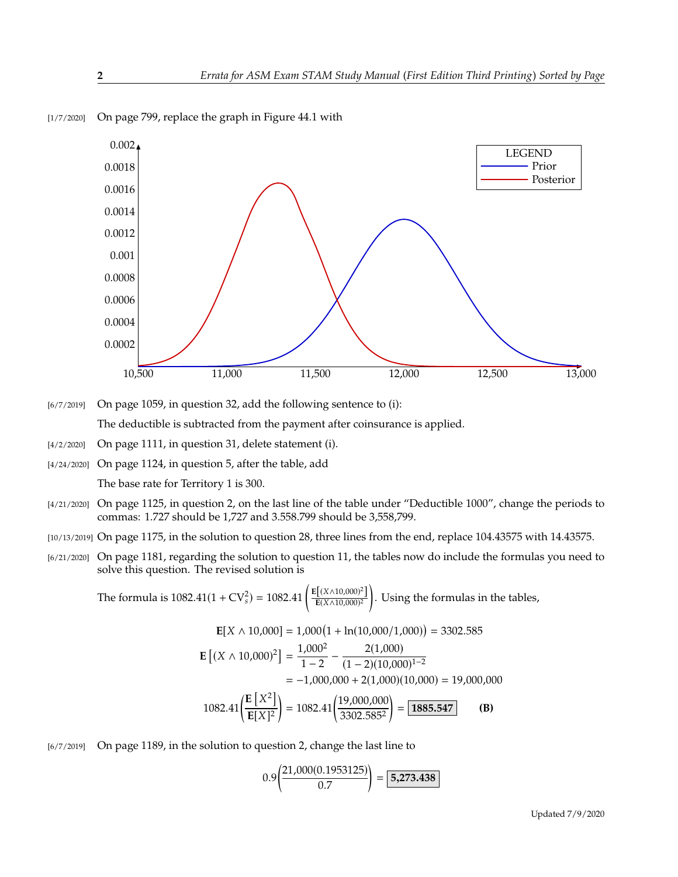[1/7/2020] On page 799, replace the graph in Figure 44.1 with

[6/7/2019] On page 1059, in question 32, add the following sentence to (i):

The deductible is subtracted from the payment after coinsurance is applied.

[4/2/2020] On page 1111, in question 31, delete statement (i).

[4/24/2020] On page 1124, in question 5, after the table, add

The base rate for Territory 1 is 300.

[4/21/2020] On page 1125, in question 2, on the last line of the table under "Deductible 1000", change the periods to commas: 1.727 should be 1,727 and 3.558.799 should be 3,558,799.

[10/13/2019] On page 1175, in the solution to question 28, three lines from the end, replace 104.43575 with 14.43575.

[6/21/2020] On page 1181, regarding the solution to question 11, the tables now do include the formulas you need to solve this question. The revised solution is

The formula is $1082.41(1 + \mathrm{CV}_s^2) = 1082.41\left(\frac{\mathbf{E}\left[(X \wedge 10{,}000)^2\right]}{\mathbf{E}(X \wedge 10{,}000)^2}\right)$. Using the formulas in the tables,

$$\mathbf{E}[X \wedge 10{,}000] = 1{,}000\big(1 + \ln(10{,}000/1{,}000)\big) = 3302.585$$

$$\mathbf{E}\left[(X \wedge 10{,}000)^2\right] = \frac{1{,}000^2}{1-2} - \frac{2(1{,}000)}{(1-2)(10{,}000)^{1-2}}$$

$$= -1{,}000{,}000 + 2(1{,}000)(10{,}000) = 19{,}000{,}000$$

$$1082.41\left(\frac{\mathbf{E}\left[X^2\right]}{\mathbf{E}[X]^2}\right) = 1082.41\left(\frac{19{,}000{,}000}{3302.585^2}\right) = \boxed{\mathbf{1885.547}} \qquad \textbf{(B)}$$

[6/7/2019] On page 1189, in the solution to question 2, change the last line to

$$0.9\left(\frac{21{,}000(0.1953125)}{0.7}\right) = \boxed{\mathbf{5{,}273.438}}$$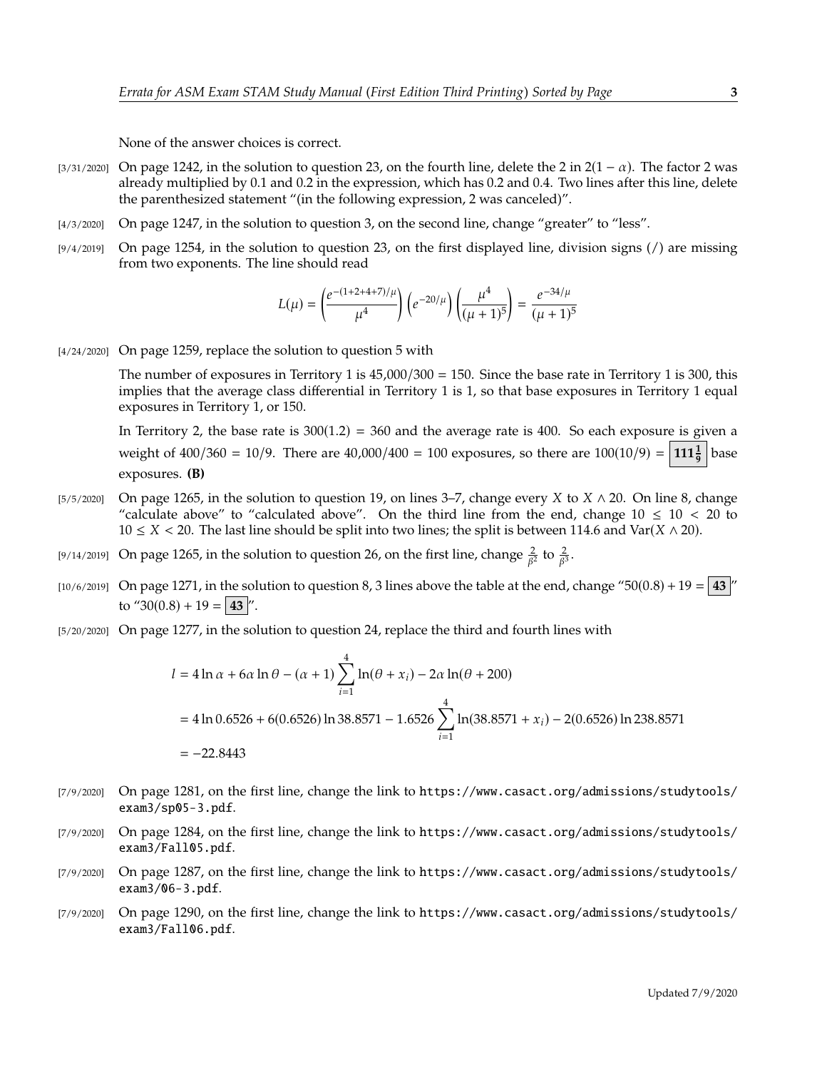None of the answer choices is correct.

[3/31/2020] On page 1242, in the solution to question 23, on the fourth line, delete the 2 in $2(1-\alpha)$. The factor 2 was already multiplied by 0.1 and 0.2 in the expression, which has 0.2 and 0.4. Two lines after this line, delete the parenthesized statement "(in the following expression, 2 was canceled)".

[4/3/2020] On page 1247, in the solution to question 3, on the second line, change "greater" to "less".

[9/4/2019] On page 1254, in the solution to question 23, on the first displayed line, division signs (/) are missing from two exponents. The line should read

$$L(\mu) = \left(\frac{e^{-(1+2+4+7)/\mu}}{\mu^4}\right)\left(e^{-20/\mu}\right)\left(\frac{\mu^4}{(\mu+1)^5}\right) = \frac{e^{-34/\mu}}{(\mu+1)^5}$$

[4/24/2020] On page 1259, replace the solution to question 5 with

The number of exposures in Territory 1 is $45{,}000/300 = 150$. Since the base rate in Territory 1 is 300, this implies that the average class differential in Territory 1 is 1, so that base exposures in Territory 1 equal exposures in Territory 1, or 150.

In Territory 2, the base rate is $300(1.2) = 360$ and the average rate is 400. So each exposure is given a weight of $400/360 = 10/9$. There are $40{,}000/400 = 100$ exposures, so there are $100(10/9) = \boxed{\mathbf{111\frac{1}{9}}}$ base exposures. **(B)**

[5/5/2020] On page 1265, in the solution to question 19, on lines 3–7, change every $X$ to $X \wedge 20$. On line 8, change "calculate above" to "calculated above". On the third line from the end, change $10 \leq 10 < 20$ to $10 \leq X < 20$. The last line should be split into two lines; the split is between 114.6 and $\mathrm{Var}(X \wedge 20)$.

[9/14/2019] On page 1265, in the solution to question 26, on the first line, change $\frac{2}{\beta^2}$ to $\frac{2}{\beta^3}$.

[10/6/2019] On page 1271, in the solution to question 8, 3 lines above the table at the end, change "$50(0.8) + 19 = \boxed{\mathbf{43}}$" to "$30(0.8) + 19 = \boxed{\mathbf{43}}$".

[5/20/2020] On page 1277, in the solution to question 24, replace the third and fourth lines with

$$\begin{aligned}
l &= 4\ln\alpha + 6\alpha\ln\theta - (\alpha+1)\sum_{i=1}^{4}\ln(\theta + x_i) - 2\alpha\ln(\theta+200) \\
&= 4\ln 0.6526 + 6(0.6526)\ln 38.8571 - 1.6526\sum_{i=1}^{4}\ln(38.8571 + x_i) - 2(0.6526)\ln 238.8571 \\
&= -22.8443
\end{aligned}$$

[7/9/2020] On page 1281, on the first line, change the link to `https://www.casact.org/admissions/studytools/exam3/sp05-3.pdf`.

[7/9/2020] On page 1284, on the first line, change the link to `https://www.casact.org/admissions/studytools/exam3/Fall05.pdf`.

[7/9/2020] On page 1287, on the first line, change the link to `https://www.casact.org/admissions/studytools/exam3/06-3.pdf`.

[7/9/2020] On page 1290, on the first line, change the link to `https://www.casact.org/admissions/studytools/exam3/Fall06.pdf`.